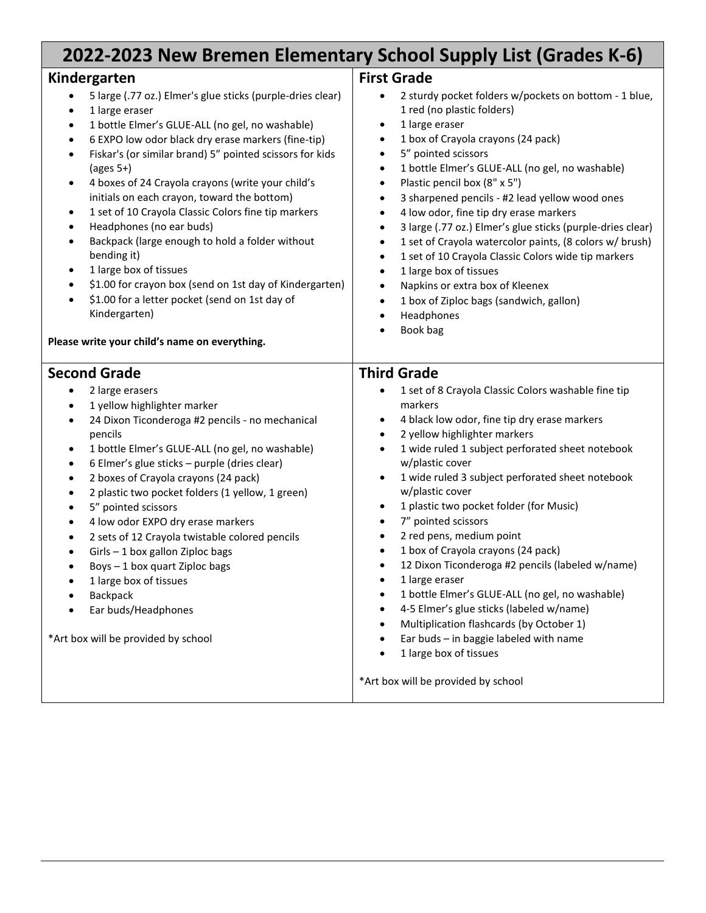# 2022-2023 New Bremen Elementary School Supply List (Grades K-6)

## Kindergarten

- 5 large (.77 oz.) Elmer's glue sticks (purple-dries clear)
- 1 large eraser
- 1 bottle Elmer's GLUE-ALL (no gel, no washable)
- 6 EXPO low odor black dry erase markers (fine-tip)
- Fiskar's (or similar brand) 5" pointed scissors for kids (ages 5+)
- 4 boxes of 24 Crayola crayons (write your child's initials on each crayon, toward the bottom)
- 1 set of 10 Crayola Classic Colors fine tip markers
- Headphones (no ear buds)
- Backpack (large enough to hold a folder without bending it)
- 1 large box of tissues
- $1.00 for crayon box (send on 1st day of Kindergarten)
- $1.00 for a letter pocket (send on 1st day of Kindergarten)

**Please write your child's name on everything.**

## First Grade

- 2 sturdy pocket folders w/pockets on bottom - 1 blue, 1 red (no plastic folders)
- 1 large eraser
- 1 box of Crayola crayons (24 pack)
- 5" pointed scissors
- 1 bottle Elmer's GLUE-ALL (no gel, no washable)
- Plastic pencil box (8" x 5")
- 3 sharpened pencils - #2 lead yellow wood ones
- 4 low odor, fine tip dry erase markers
- 3 large (.77 oz.) Elmer's glue sticks (purple-dries clear)
- 1 set of Crayola watercolor paints, (8 colors w/ brush)
- 1 set of 10 Crayola Classic Colors wide tip markers
- 1 large box of tissues
- Napkins or extra box of Kleenex
- 1 box of Ziploc bags (sandwich, gallon)
- Headphones
- Book bag

## Second Grade

- 2 large erasers
- 1 yellow highlighter marker
- 24 Dixon Ticonderoga #2 pencils - no mechanical pencils
- 1 bottle Elmer's GLUE-ALL (no gel, no washable)
- 6 Elmer's glue sticks – purple (dries clear)
- 2 boxes of Crayola crayons (24 pack)
- 2 plastic two pocket folders (1 yellow, 1 green)
- 5" pointed scissors
- 4 low odor EXPO dry erase markers
- 2 sets of 12 Crayola twistable colored pencils
- Girls – 1 box gallon Ziploc bags
- Boys – 1 box quart Ziploc bags
- 1 large box of tissues
- Backpack
- Ear buds/Headphones

*Art box will be provided by school

## Third Grade

- 1 set of 8 Crayola Classic Colors washable fine tip markers
- 4 black low odor, fine tip dry erase markers
- 2 yellow highlighter markers
- 1 wide ruled 1 subject perforated sheet notebook w/plastic cover
- 1 wide ruled 3 subject perforated sheet notebook w/plastic cover
- 1 plastic two pocket folder (for Music)
- 7" pointed scissors
- 2 red pens, medium point
- 1 box of Crayola crayons (24 pack)
- 12 Dixon Ticonderoga #2 pencils (labeled w/name)
- 1 large eraser
- 1 bottle Elmer's GLUE-ALL (no gel, no washable)
- 4-5 Elmer's glue sticks (labeled w/name)
- Multiplication flashcards (by October 1)
- Ear buds – in baggie labeled with name
- 1 large box of tissues

*Art box will be provided by school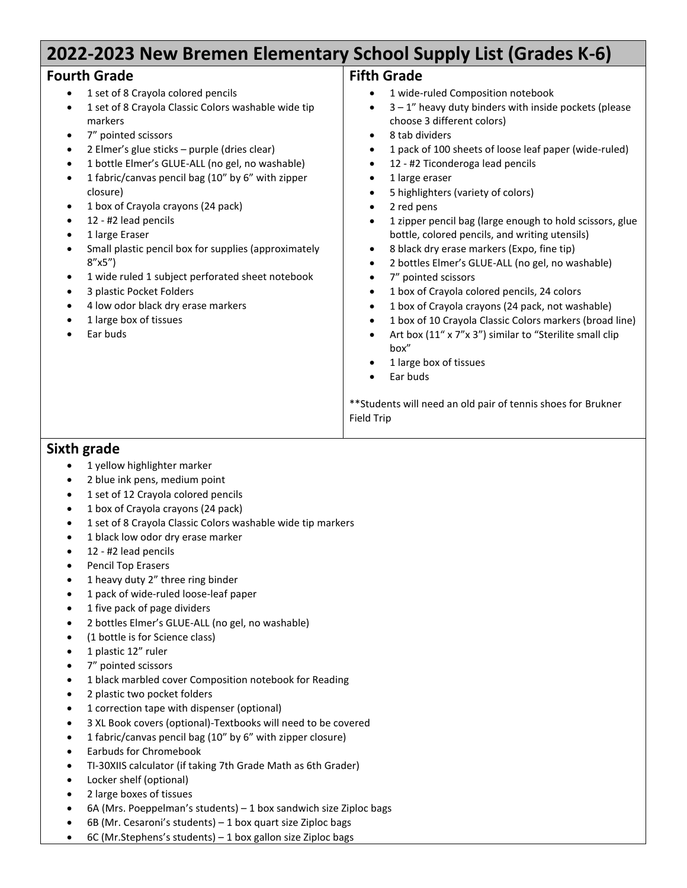# 2022-2023 New Bremen Elementary School Supply List (Grades K-6)

## Fourth Grade

- 1 set of 8 Crayola colored pencils
- 1 set of 8 Crayola Classic Colors washable wide tip markers
- 7” pointed scissors
- 2 Elmer’s glue sticks – purple (dries clear)
- 1 bottle Elmer’s GLUE-ALL (no gel, no washable)
- 1 fabric/canvas pencil bag (10” by 6” with zipper closure)
- 1 box of Crayola crayons (24 pack)
- 12 - #2 lead pencils
- 1 large Eraser
- Small plastic pencil box for supplies (approximately 8”x5”)
- 1 wide ruled 1 subject perforated sheet notebook
- 3 plastic Pocket Folders
- 4 low odor black dry erase markers
- 1 large box of tissues
- Ear buds

## Fifth Grade

- 1 wide-ruled Composition notebook
- 3 – 1” heavy duty binders with inside pockets (please choose 3 different colors)
- 8 tab dividers
- 1 pack of 100 sheets of loose leaf paper (wide-ruled)
- 12 - #2 Ticonderoga lead pencils
- 1 large eraser
- 5 highlighters (variety of colors)
- 2 red pens
- 1 zipper pencil bag (large enough to hold scissors, glue bottle, colored pencils, and writing utensils)
- 8 black dry erase markers (Expo, fine tip)
- 2 bottles Elmer’s GLUE-ALL (no gel, no washable)
- 7” pointed scissors
- 1 box of Crayola colored pencils, 24 colors
- 1 box of Crayola crayons (24 pack, not washable)
- 1 box of 10 Crayola Classic Colors markers (broad line)
- Art box (11“ x 7”x 3”) similar to “Sterilite small clip box”
- 1 large box of tissues
- Ear buds

**Students will need an old pair of tennis shoes for Brukner Field Trip

## Sixth grade

- 1 yellow highlighter marker
- 2 blue ink pens, medium point
- 1 set of 12 Crayola colored pencils
- 1 box of Crayola crayons (24 pack)
- 1 set of 8 Crayola Classic Colors washable wide tip markers
- 1 black low odor dry erase marker
- 12 - #2 lead pencils
- Pencil Top Erasers
- 1 heavy duty 2” three ring binder
- 1 pack of wide-ruled loose-leaf paper
- 1 five pack of page dividers
- 2 bottles Elmer’s GLUE-ALL (no gel, no washable)
- (1 bottle is for Science class)
- 1 plastic 12” ruler
- 7” pointed scissors
- 1 black marbled cover Composition notebook for Reading
- 2 plastic two pocket folders
- 1 correction tape with dispenser (optional)
- 3 XL Book covers (optional)-Textbooks will need to be covered
- 1 fabric/canvas pencil bag (10” by 6” with zipper closure)
- Earbuds for Chromebook
- TI-30XIIS calculator (if taking 7th Grade Math as 6th Grader)
- Locker shelf (optional)
- 2 large boxes of tissues
- 6A (Mrs. Poeppelman’s students) – 1 box sandwich size Ziploc bags
- 6B (Mr. Cesaroni’s students) – 1 box quart size Ziploc bags
- 6C (Mr.Stephens’s students) – 1 box gallon size Ziploc bags